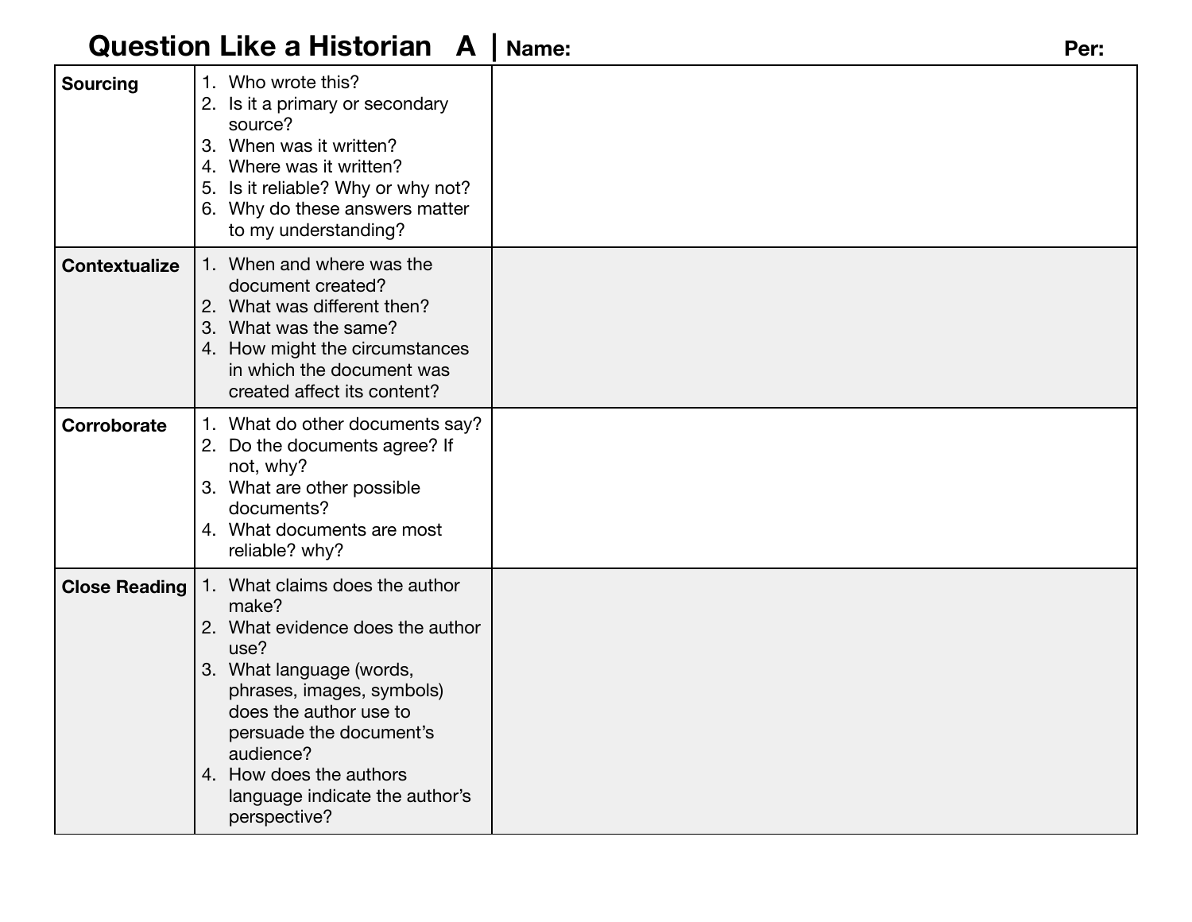# Question Like a Historian A | Name: Per:

| | | |
|---|---|---|
| **Sourcing** | 1. Who wrote this?<br>2. Is it a primary or secondary source?<br>3. When was it written?<br>4. Where was it written?<br>5. Is it reliable? Why or why not?<br>6. Why do these answers matter to my understanding? | |
| **Contextualize** | 1. When and where was the document created?<br>2. What was different then?<br>3. What was the same?<br>4. How might the circumstances in which the document was created affect its content? | |
| **Corroborate** | 1. What do other documents say?<br>2. Do the documents agree? If not, why?<br>3. What are other possible documents?<br>4. What documents are most reliable? why? | |
| **Close Reading** | 1. What claims does the author make?<br>2. What evidence does the author use?<br>3. What language (words, phrases, images, symbols) does the author use to persuade the document's audience?<br>4. How does the authors language indicate the author's perspective? | |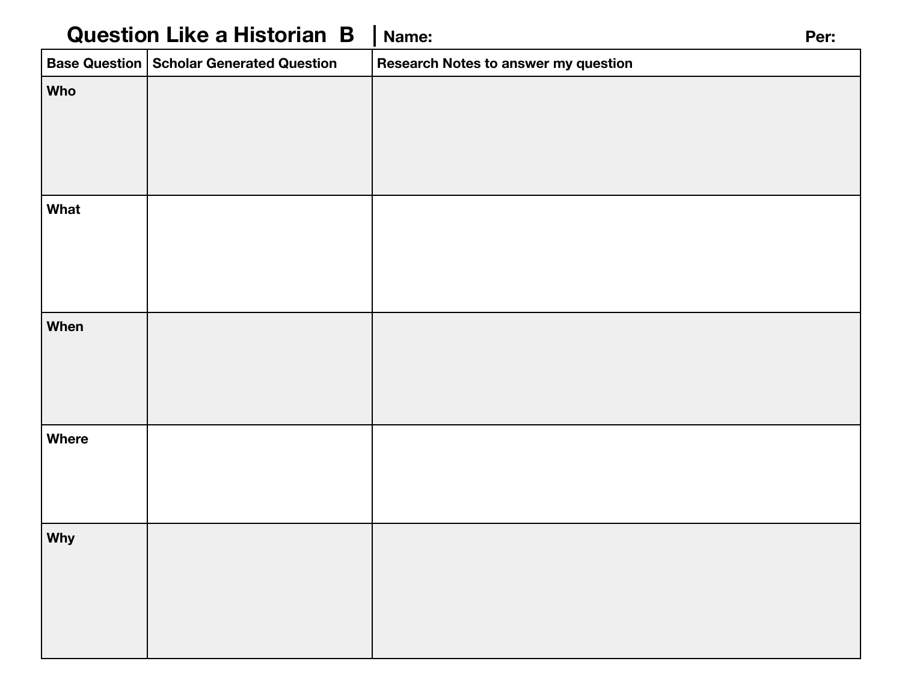# Question Like a Historian B

**Name:** **Per:**

| Base Question | Scholar Generated Question | Research Notes to answer my question |
|---|---|---|
| **Who** | | |
| **What** | | |
| **When** | | |
| **Where** | | |
| **Why** | | |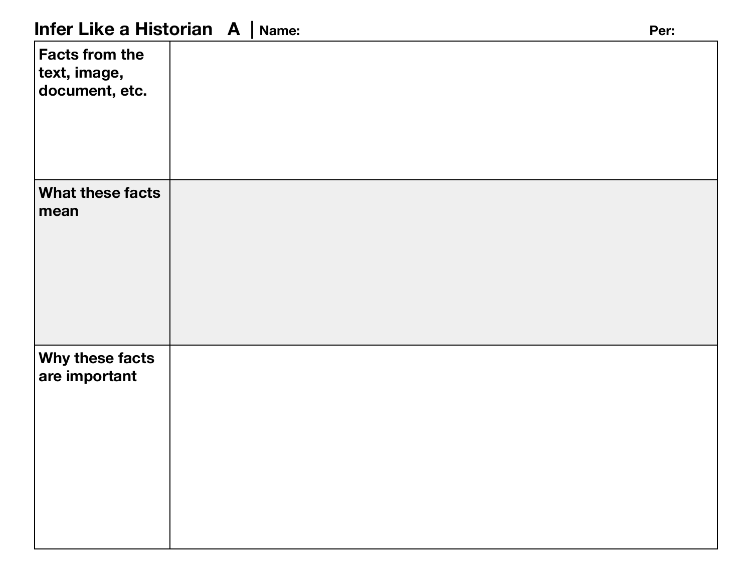# Infer Like a Historian A | Name: Per:

| | |
|---|---|
| **Facts from the text, image, document, etc.** | |
| **What these facts mean** | |
| **Why these facts are important** | |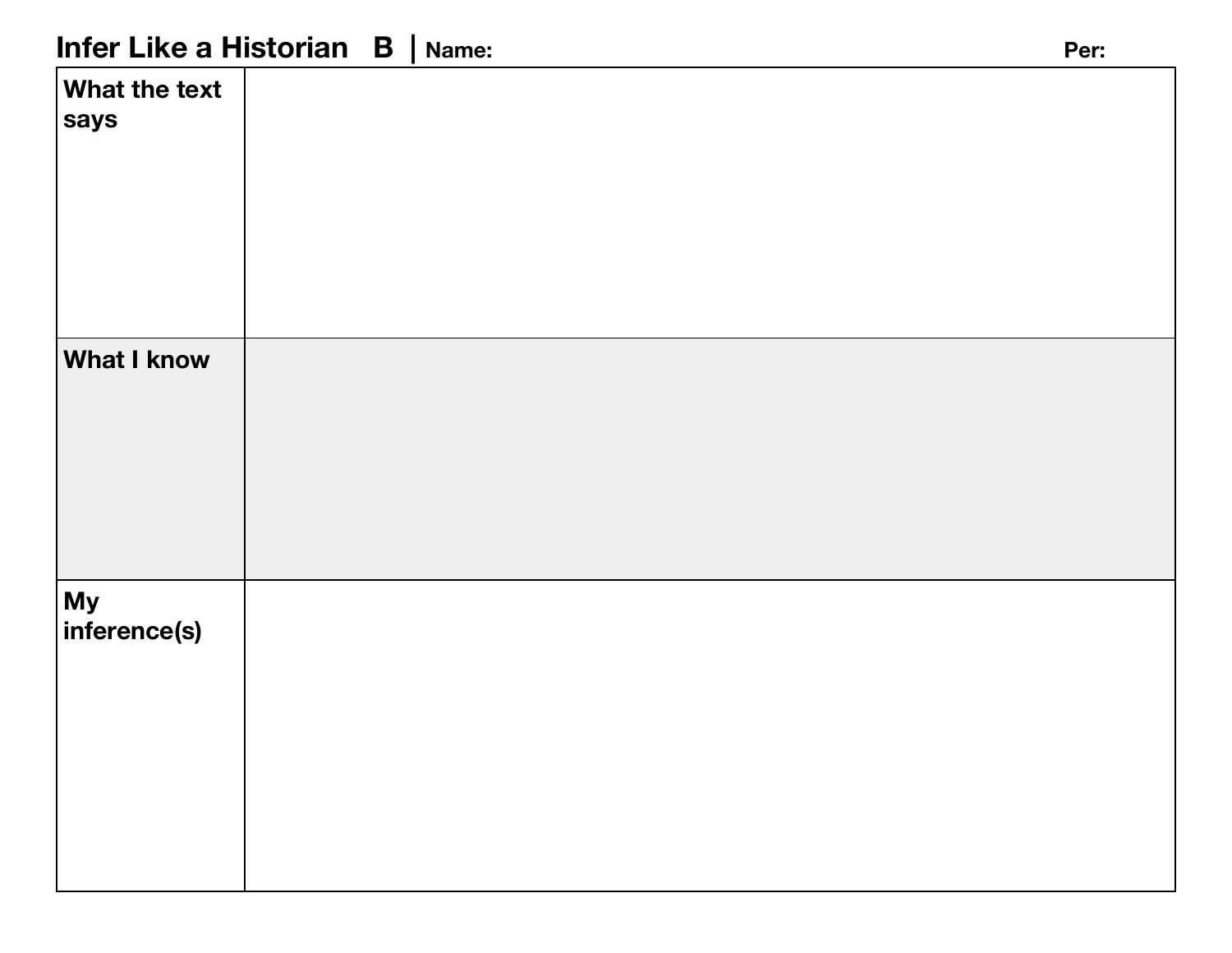# Infer Like a Historian B | Name: Per:

| | |
|---|---|
| **What the text says** | |
| **What I know** | |
| **My inference(s)** | |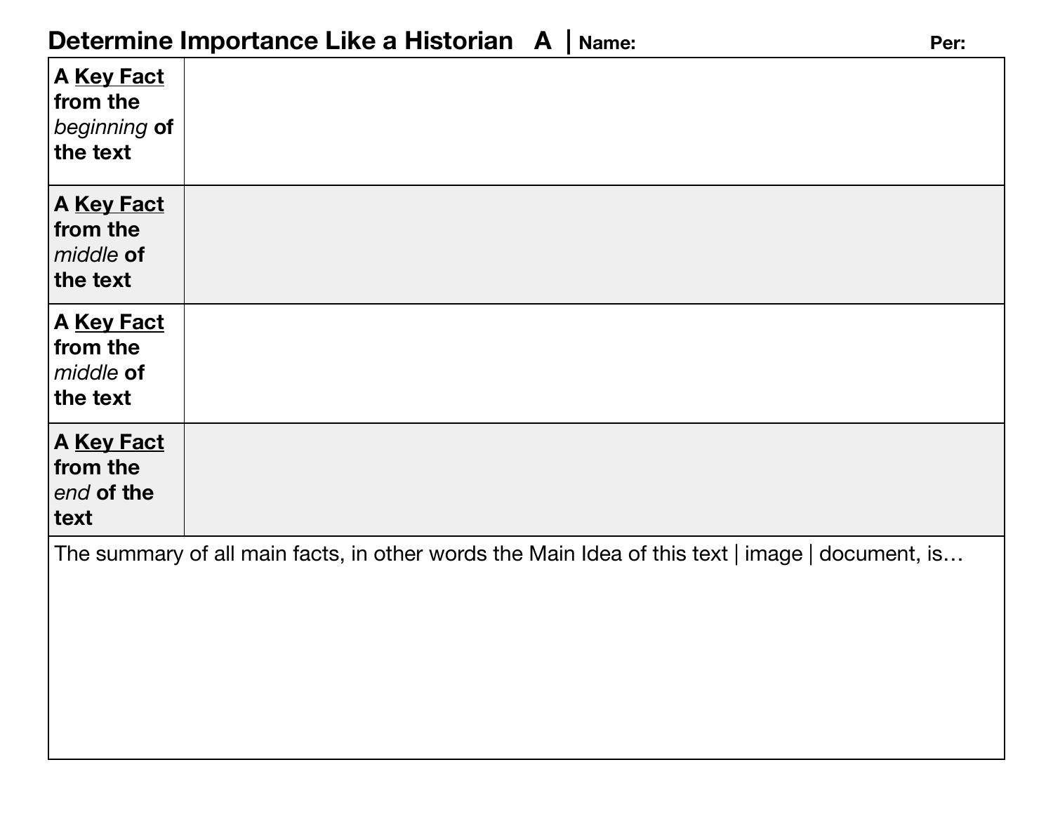# Determine Importance Like a Historian A | Name: Per:

| | |
|---|---|
| A **Key Fact** from the *beginning* of the text | |
| A **Key Fact** from the *middle* of the text | |
| A **Key Fact** from the *middle* of the text | |
| A **Key Fact** from the *end* of the text | |

The summary of all main facts, in other words the Main Idea of this text | image | document, is…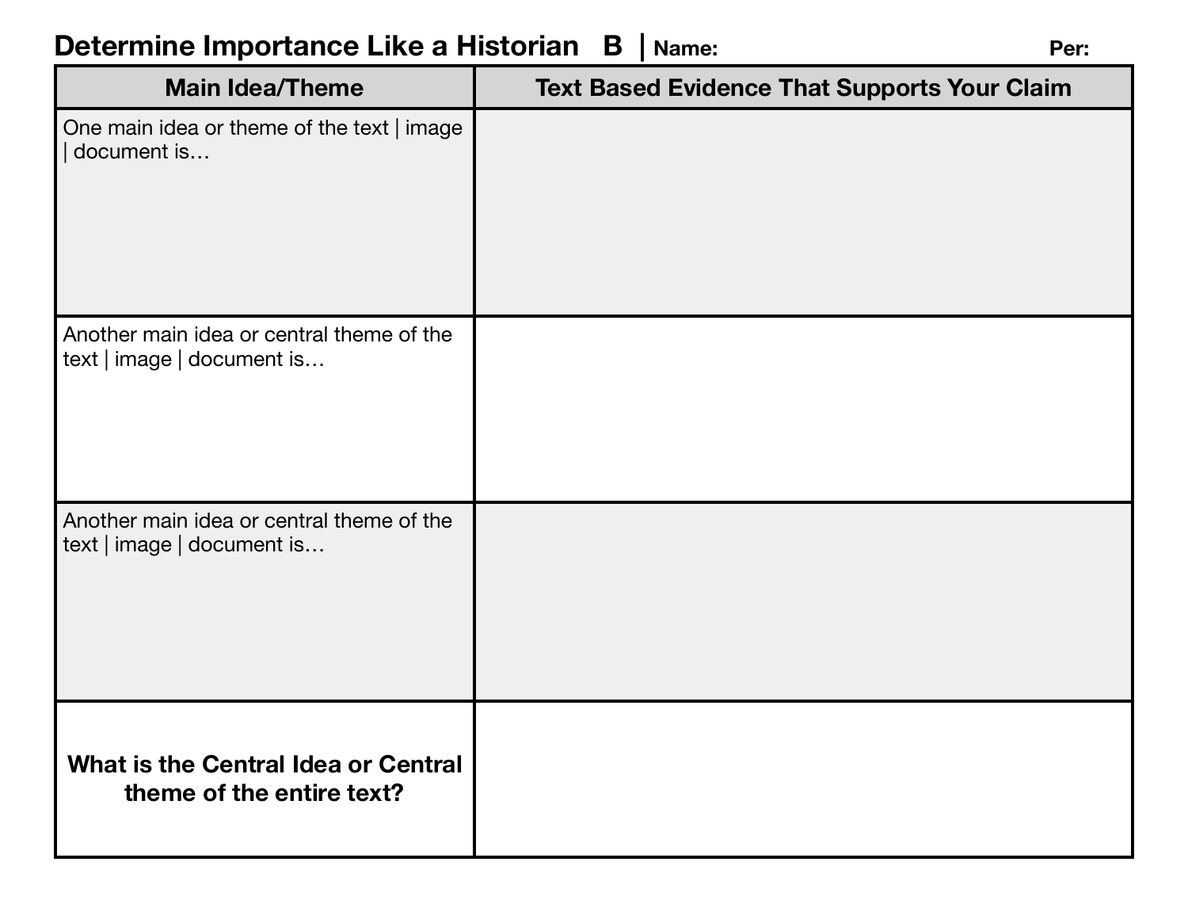# Determine Importance Like a Historian B | Name: Per:

| Main Idea/Theme | Text Based Evidence That Supports Your Claim |
| --- | --- |
| One main idea or theme of the text \| image \| document is… | |
| Another main idea or central theme of the text \| image \| document is… | |
| Another main idea or central theme of the text \| image \| document is… | |
| **What is the Central Idea or Central theme of the entire text?** | |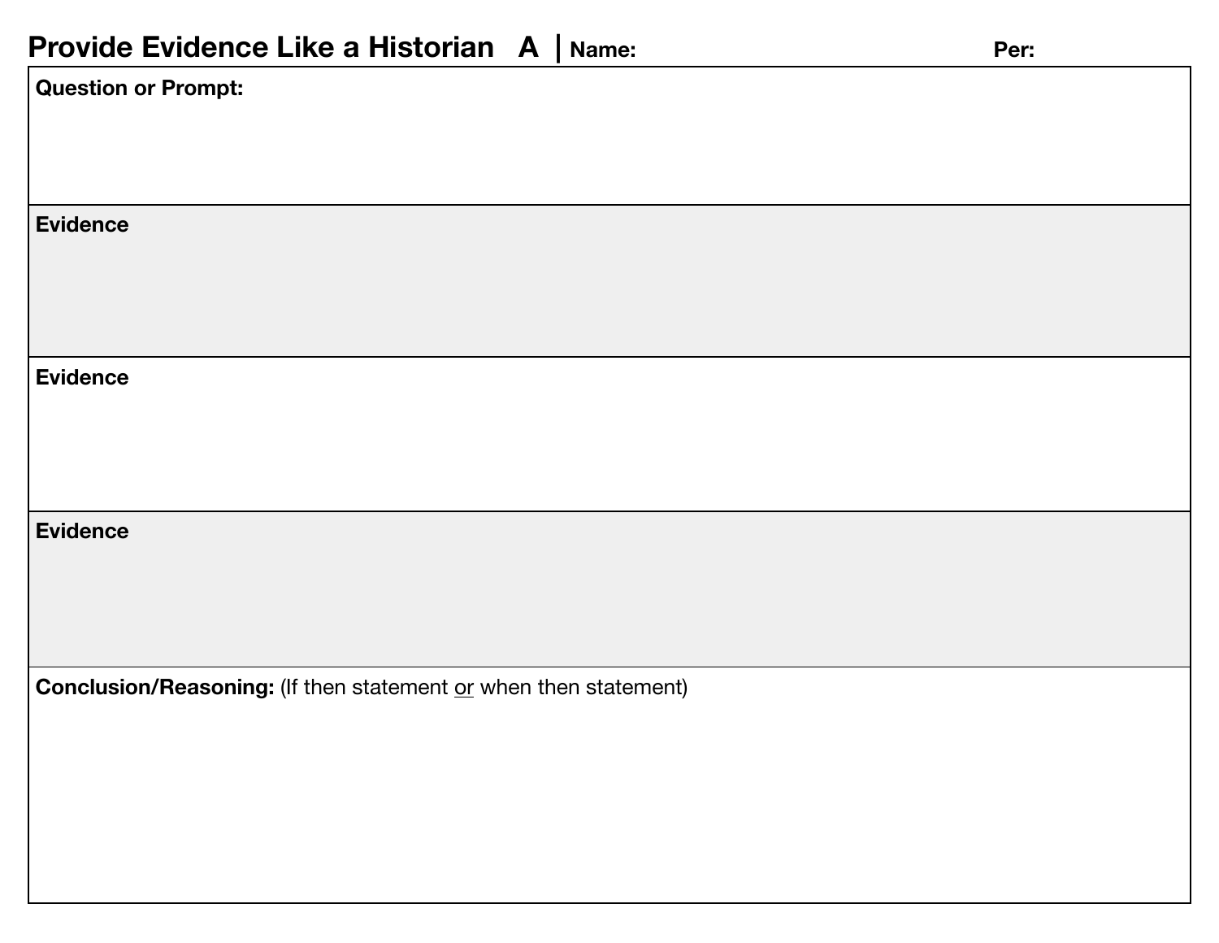# Provide Evidence Like a Historian A | Name: Per:

| **Question or Prompt:** |
|---|
| **Evidence** |
| **Evidence** |
| **Evidence** |
| **Conclusion/Reasoning:** (If then statement <u>or</u> when then statement) |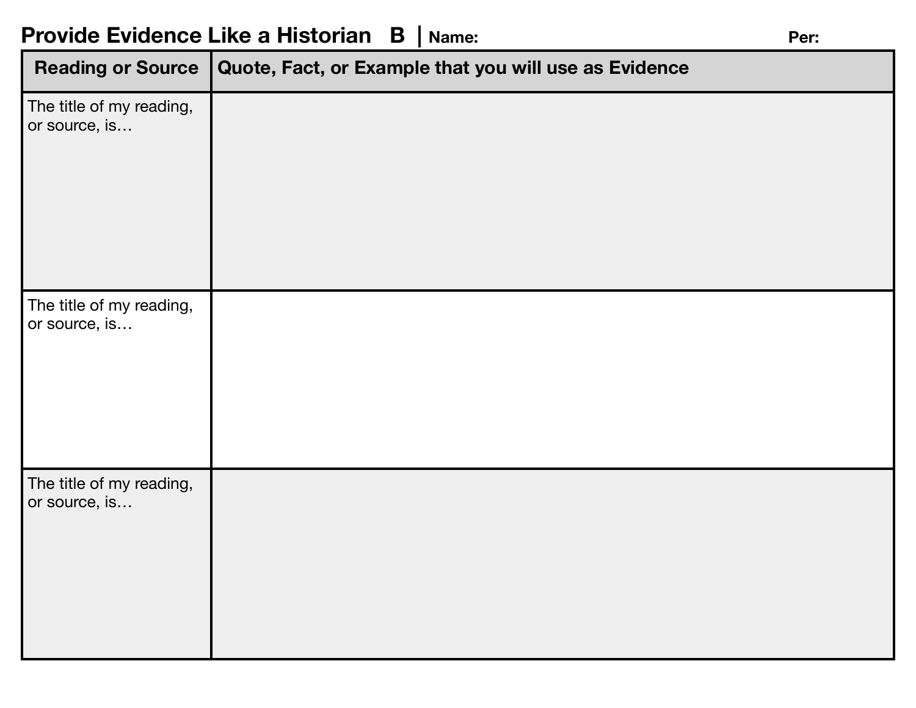# Provide Evidence Like a Historian B | Name: Per:

| Reading or Source | Quote, Fact, or Example that you will use as Evidence |
|---|---|
| The title of my reading, or source, is… | |
| The title of my reading, or source, is… | |
| The title of my reading, or source, is… | |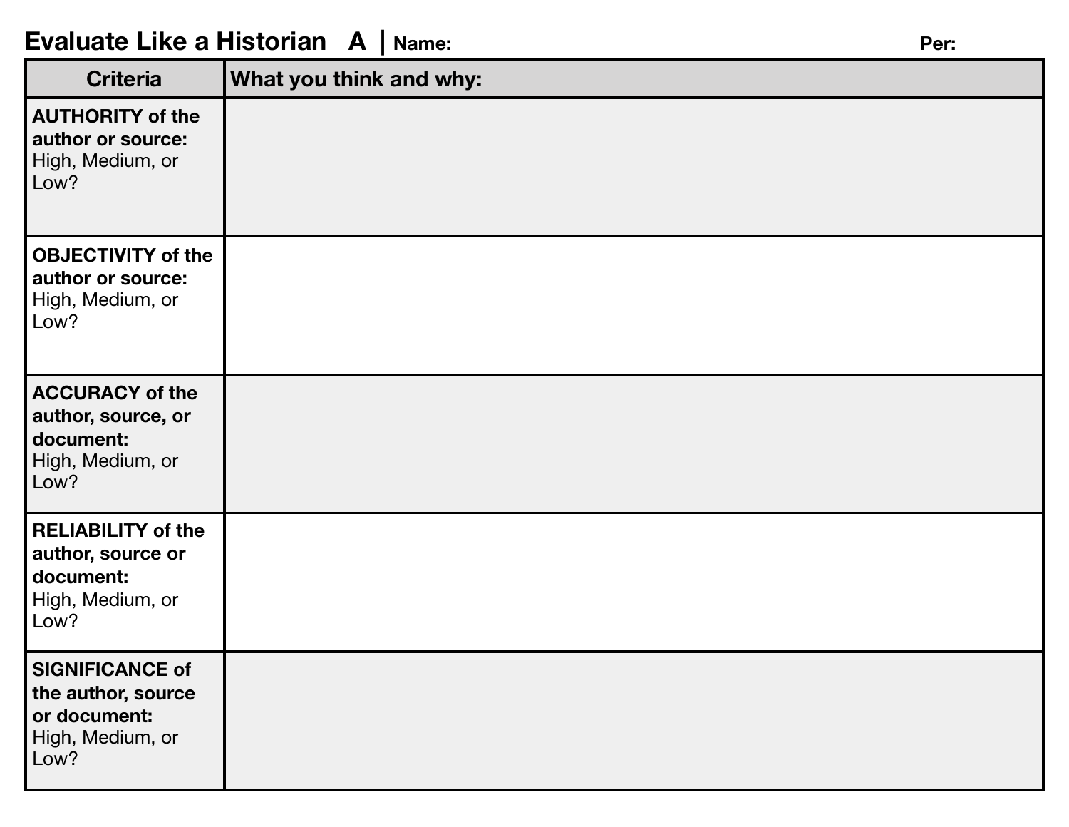# Evaluate Like a Historian A | Name: Per:

| Criteria | What you think and why: |
| --- | --- |
| **AUTHORITY of the author or source:** High, Medium, or Low? | |
| **OBJECTIVITY of the author or source:** High, Medium, or Low? | |
| **ACCURACY of the author, source, or document:** High, Medium, or Low? | |
| **RELIABILITY of the author, source or document:** High, Medium, or Low? | |
| **SIGNIFICANCE of the author, source or document:** High, Medium, or Low? | |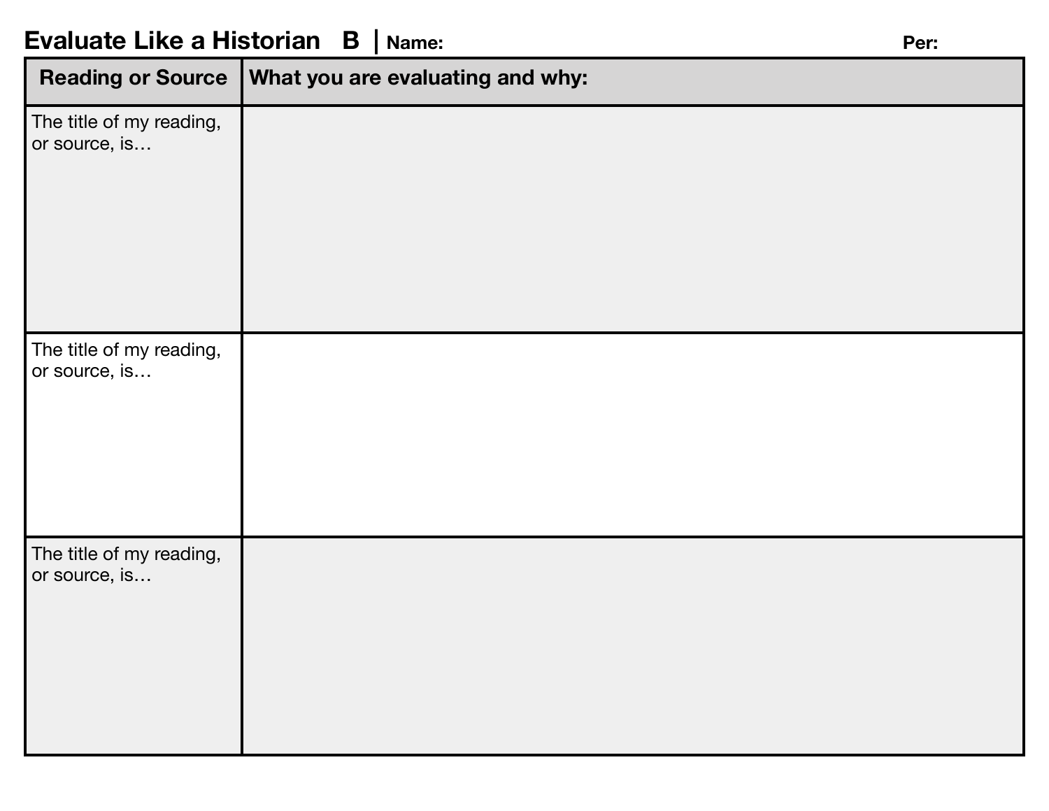# Evaluate Like a Historian B | Name: Per:

| Reading or Source | What you are evaluating and why: |
|---|---|
| The title of my reading, or source, is… | |
| The title of my reading, or source, is… | |
| The title of my reading, or source, is… | |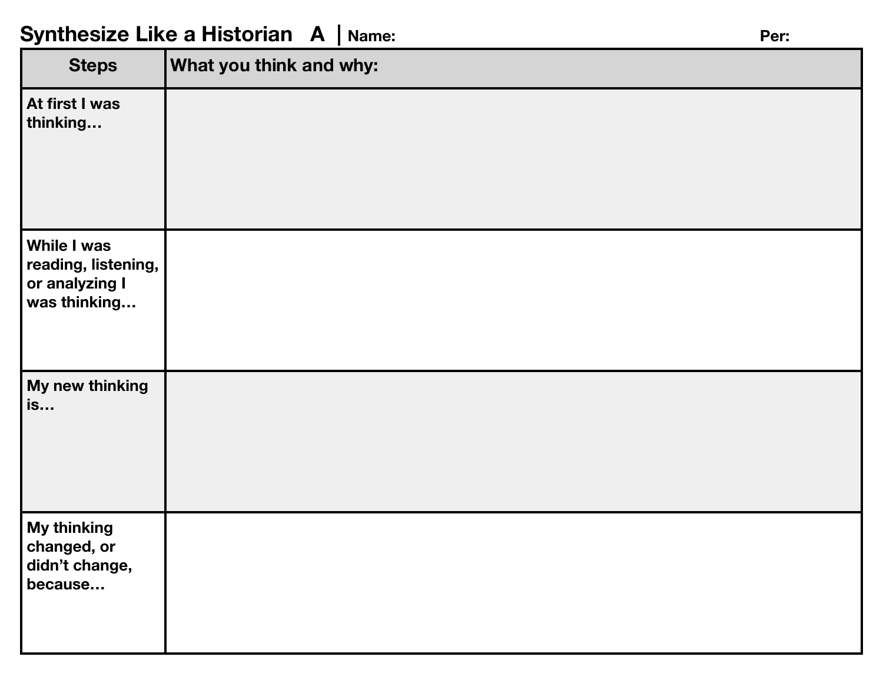# Synthesize Like a Historian A | Name: Per:

| Steps | What you think and why: |
|---|---|
| At first I was thinking… | |
| While I was reading, listening, or analyzing I was thinking… | |
| My new thinking is… | |
| My thinking changed, or didn't change, because… | |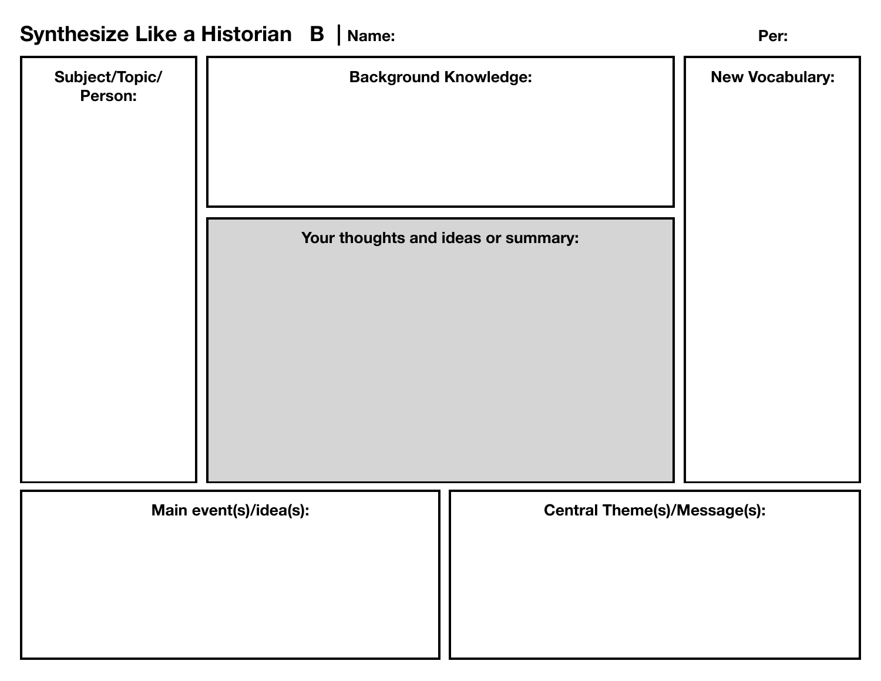# Synthesize Like a Historian B | Name: Per:

**Subject/Topic/ Person:**

**Background Knowledge:**

**New Vocabulary:**

**Your thoughts and ideas or summary:**

**Main event(s)/idea(s):**

**Central Theme(s)/Message(s):**